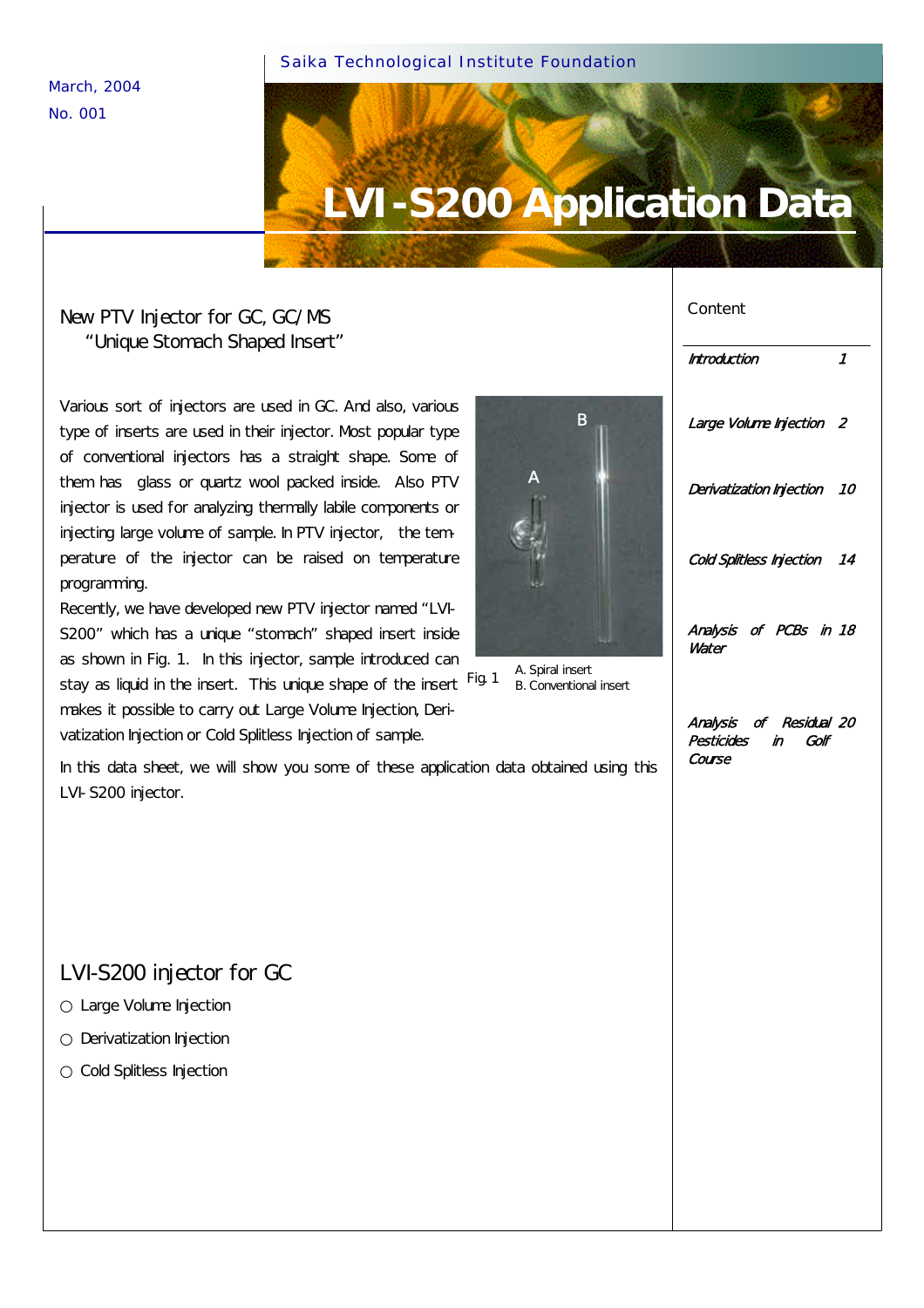Saika Technological Institute Foundation

March, 2004

No. 001

# LVI-S200 Application Data

## New PTV Injector for GC, GC/MS "Unique Stomach Shaped Insert"

Various sort of injectors are used in GC. And also, various type of inserts are used in their injector. Most popular type of conventional injectors has a straight shape. Some of them has glass or quartz wool packed inside. Also PTV injector is used for analyzing thermally labile components or injecting large volume of sample. In PTV injector, the temperature of the injector can be raised on temperature programming.

Recently, we have developed new PTV injector named "LVI-S200" which has a unique "stomach" shaped insert inside as shown in Fig. 1. In this injector, sample introduced can stay as liquid in the insert. This unique shape of the insert makes it possible to carry out Large Volume Injection, Derivatization Injection or Cold Splitless Injection of sample.

Fig. 1 A. Spiral insert B. Conventional insert

In this data sheet, we will show you some of these application data obtained using this LVI-S200 injector.

## LVI-S200 injector for GC

- ○ Large Volume Injection
- ○ Derivatization Injection
- ○ Cold Splitless Injection

### Content

| | |
|---|---|
| *Introduction* | *1* |
| *Large Volume Injection* | *2* |
| *Derivatization Injection* | *10* |
| *Cold Splitless Injection* | *14* |
| *Analysis of PCBs in Water* | *18* |
| *Analysis of Residual Pesticides in Golf Course* | *20* |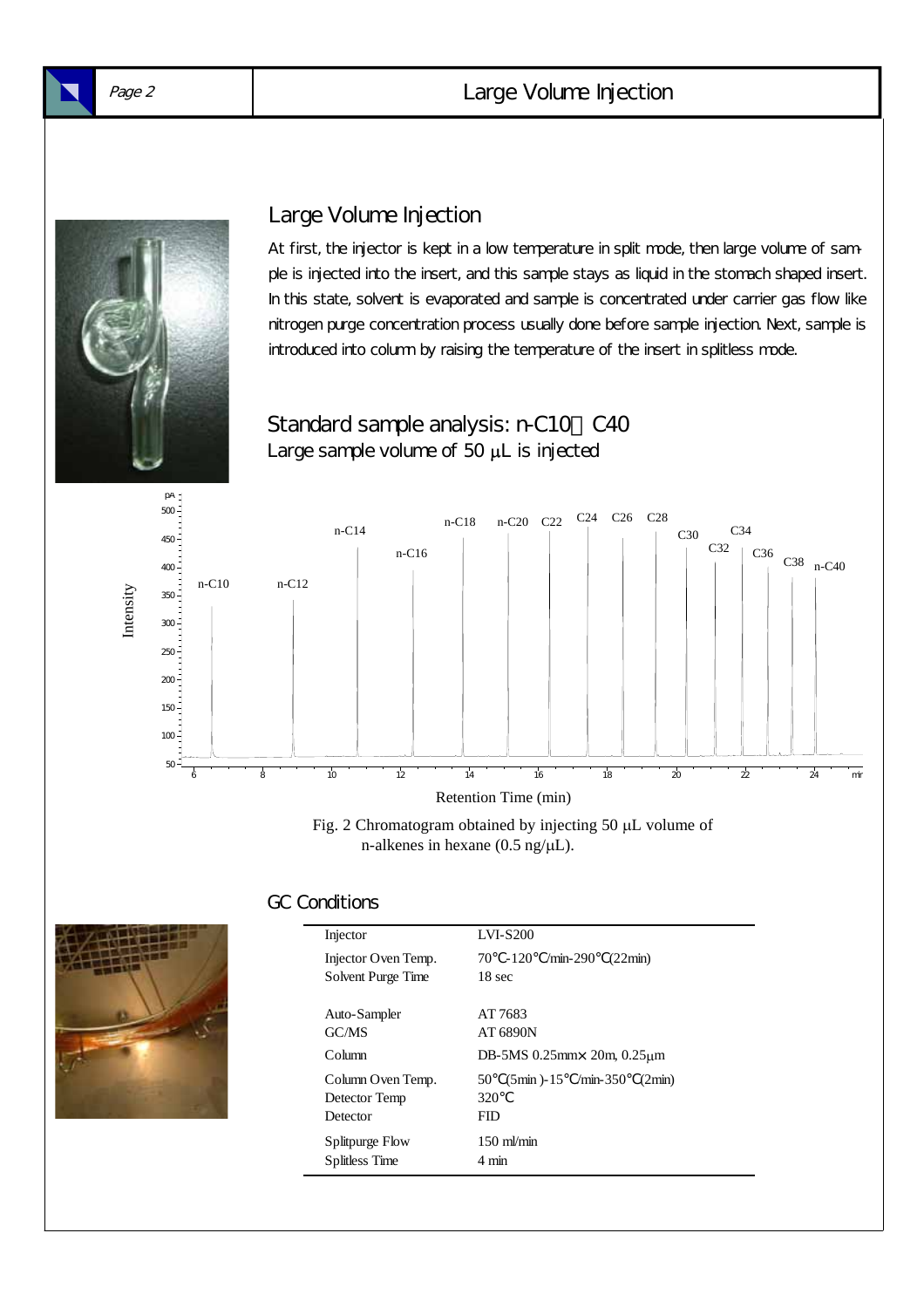## Large Volume Injection

At first, the injector is kept in a low temperature in split mode, then large volume of sample is injected into the insert, and this sample stays as liquid in the stomach shaped insert. In this state, solvent is evaporated and sample is concentrated under carrier gas flow like nitrogen purge concentration process usually done before sample injection. Next, sample is introduced into column by raising the temperature of the insert in splitless mode.

## Standard sample analysis: n-C10～C40

Large sample volume of 50 μL is injected

Fig. 2 Chromatogram obtained by injecting 50 μL volume of n-alkenes in hexane (0.5 ng/μL).

## GC Conditions

| | |
|---|---|
| Injector | LVI-S200 |
| Injector Oven Temp. | 70℃-120℃/min-290℃(22min) |
| Solvent Purge Time | 18 sec |
| Auto-Sampler | AT 7683 |
| GC/MS | AT 6890N |
| Column | DB-5MS 0.25mm× 20m, 0.25μm |
| Column Oven Temp. | 50℃(5min )-15℃/min-350℃(2min) |
| Detector Temp | 320℃ |
| Detector | FID |
| Splitpurge Flow | 150 ml/min |
| Splitless Time | 4 min |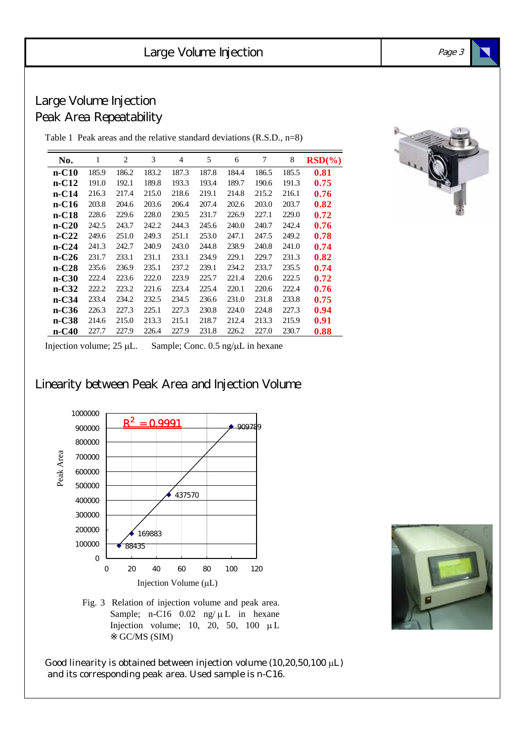## Large Volume Injection
## Peak Area Repeatability

Table 1 Peak areas and the relative standard deviations (R.S.D., n=8)

| No. | 1 | 2 | 3 | 4 | 5 | 6 | 7 | 8 | RSD(%) |
|---|---|---|---|---|---|---|---|---|---|
| **n-C10** | 185.9 | 186.2 | 183.2 | 187.3 | 187.8 | 184.4 | 186.5 | 185.5 | **0.81** |
| **n-C12** | 191.0 | 192.1 | 189.8 | 193.3 | 193.4 | 189.7 | 190.6 | 191.3 | **0.75** |
| **n-C14** | 216.3 | 217.4 | 215.0 | 218.6 | 219.1 | 214.8 | 215.2 | 216.1 | **0.76** |
| **n-C16** | 203.8 | 204.6 | 203.6 | 206.4 | 207.4 | 202.6 | 203.0 | 203.7 | **0.82** |
| **n-C18** | 228.6 | 229.6 | 228.0 | 230.5 | 231.7 | 226.9 | 227.1 | 229.0 | **0.72** |
| **n-C20** | 242.5 | 243.7 | 242.2 | 244.3 | 245.6 | 240.0 | 240.7 | 242.4 | **0.76** |
| **n-C22** | 249.6 | 251.0 | 249.3 | 251.1 | 253.0 | 247.1 | 247.5 | 249.2 | **0.78** |
| **n-C24** | 241.3 | 242.7 | 240.9 | 243.0 | 244.8 | 238.9 | 240.8 | 241.0 | **0.74** |
| **n-C26** | 231.7 | 233.1 | 231.1 | 233.1 | 234.9 | 229.1 | 229.7 | 231.3 | **0.82** |
| **n-C28** | 235.6 | 236.9 | 235.1 | 237.2 | 239.1 | 234.2 | 233.7 | 235.5 | **0.74** |
| **n-C30** | 222.4 | 223.6 | 222.0 | 223.9 | 225.7 | 221.4 | 220.6 | 222.5 | **0.72** |
| **n-C32** | 222.2 | 223.2 | 221.6 | 223.4 | 225.4 | 220.1 | 220.6 | 222.4 | **0.76** |
| **n-C34** | 233.4 | 234.2 | 232.5 | 234.5 | 236.6 | 231.0 | 231.8 | 233.8 | **0.75** |
| **n-C36** | 226.3 | 227.3 | 225.1 | 227.3 | 230.8 | 224.0 | 224.8 | 227.3 | **0.94** |
| **n-C38** | 214.6 | 215.0 | 213.3 | 215.1 | 218.7 | 212.4 | 213.3 | 215.9 | **0.91** |
| **n-C40** | 227.7 | 227.9 | 226.4 | 227.9 | 231.8 | 226.2 | 227.0 | 230.7 | **0.88** |

Injection volume; 25 μL. Sample; Conc. 0.5 ng/μL in hexane

## Linearity between Peak Area and Injection Volume

| Injection Volume (μL) | Peak Area |
|---|---|
| 10 | 88435 |
| 20 | 169883 |
| 50 | 437570 |
| 100 | 909789 |

$R^2 = 0.9991$

Fig. 3 Relation of injection volume and peak area.
Sample; n-C16 0.02 ng/μL in hexane
Injection volume; 10, 20, 50, 100 μL
※GC/MS (SIM)

Good linearity is obtained between injection volume (10,20,50,100 μL) and its corresponding peak area. Used sample is n-C16.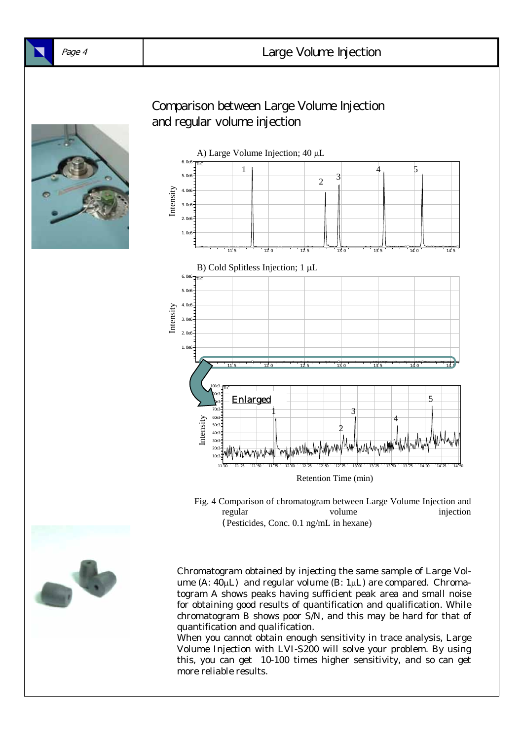## Comparison between Large Volume Injection and regular volume injection

Fig. 4 Comparison of chromatogram between Large Volume Injection and regular volume injection
(Pesticides, Conc. 0.1 ng/mL in hexane)

Chromatogram obtained by injecting the same sample of Large Volume (A: 40μL) and regular volume (B: 1μL) are compared. Chromatogram A shows peaks having sufficient peak area and small noise for obtaining good results of quantification and qualification. While chromatogram B shows poor S/N, and this may be hard for that of quantification and qualification.

When you cannot obtain enough sensitivity in trace analysis, Large Volume Injection with LVI-S200 will solve your problem. By using this, you can get 10-100 times higher sensitivity, and so can get more reliable results.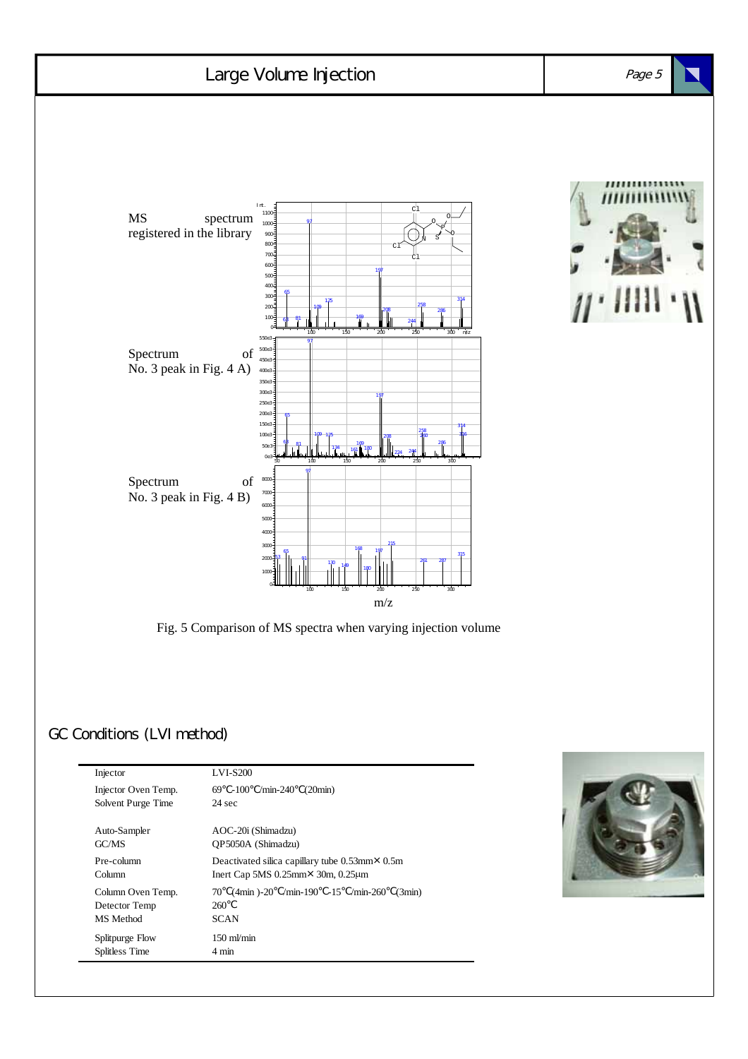MS spectrum registered in the library

Spectrum of No. 3 peak in Fig. 4 A)

Spectrum of No. 3 peak in Fig. 4 B)

Fig. 5 Comparison of MS spectra when varying injection volume

## GC Conditions (LVI method)

| | |
|---|---|
| Injector | LVI-S200 |
| Injector Oven Temp. | 69℃-100℃/min-240℃(20min) |
| Solvent Purge Time | 24 sec |
| Auto-Sampler | AOC-20i (Shimadzu) |
| GC/MS | QP5050A (Shimadzu) |
| Pre-column | Deactivated silica capillary tube 0.53mm× 0.5m |
| Column | Inert Cap 5MS 0.25mm× 30m, 0.25μm |
| Column Oven Temp. | 70℃(4min )-20℃/min-190℃-15℃/min-260℃(3min) |
| Detector Temp | 260℃ |
| MS Method | SCAN |
| Splitpurge Flow | 150 ml/min |
| Splitless Time | 4 min |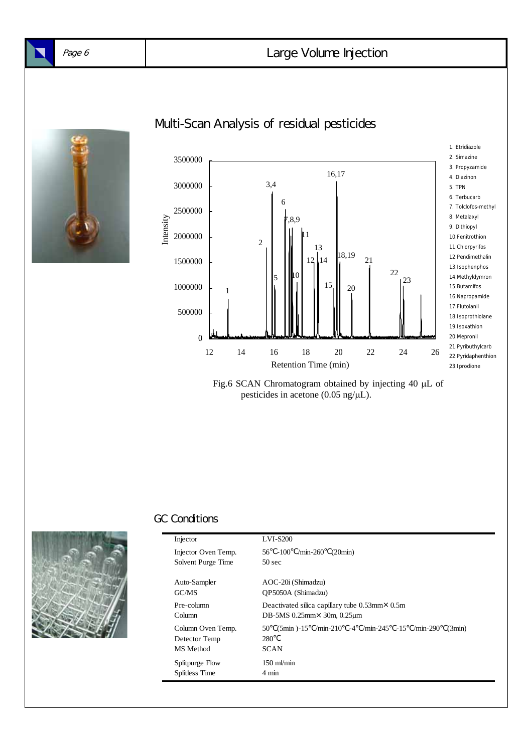## Multi-Scan Analysis of residual pesticides

1. Etridiazole
2. Simazine
3. Propyzamide
4. Diazinon
5. TPN
6. Terbucarb
7. Tolclofos-methyl
8. Metalaxyl
9. Dithiopyl
10. Fenitrothion
11. Chlorpyrifos
12. Pendimethalin
13. Isophenphos
14. Methyldymron
15. Butamifos
16. Napropamide
17. Flutolanil
18. Isoprothiolane
19. Isoxathion
20. Mepronil
21. Pyributhylcarb
22. Pyridaphenthion
23. Iprodione

Fig.6 SCAN Chromatogram obtained by injecting 40 μL of pesticides in acetone (0.05 ng/μL).

## GC Conditions

| | |
|---|---|
| Injector | LVI-S200 |
| Injector Oven Temp. | 56℃-100℃/min-260℃(20min) |
| Solvent Purge Time | 50 sec |
| Auto-Sampler | AOC-20i (Shimadzu) |
| GC/MS | QP5050A (Shimadzu) |
| Pre-column | Deactivated silica capillary tube 0.53mm× 0.5m |
| Column | DB-5MS 0.25mm× 30m, 0.25μm |
| Column Oven Temp. | 50℃(5min )-15℃/min-210℃-4℃/min-245℃-15℃/min-290℃(3min) |
| Detector Temp | 280℃ |
| MS Method | SCAN |
| Splitpurge Flow | 150 ml/min |
| Splitless Time | 4 min |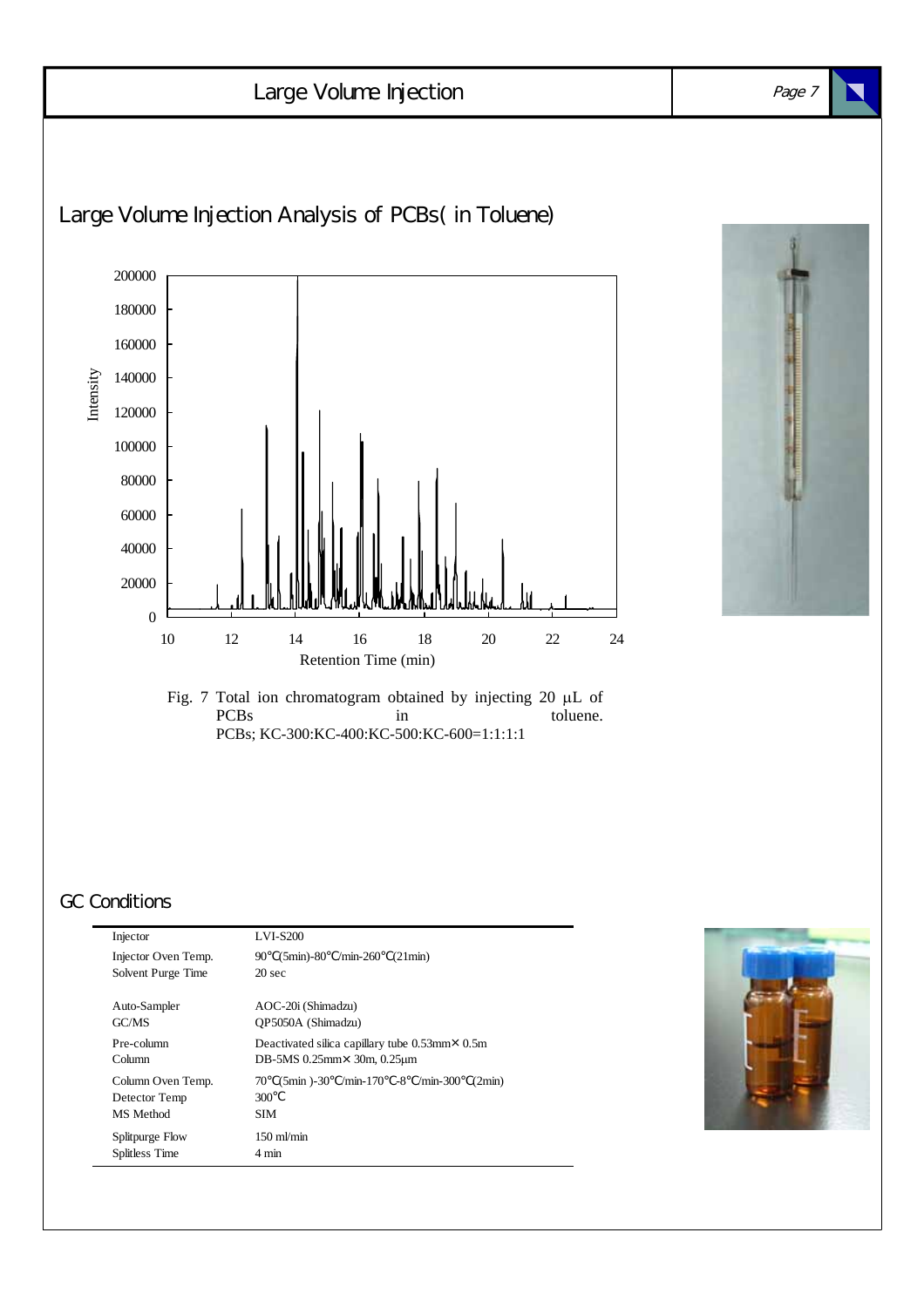## Large Volume Injection Analysis of PCBs( in Toluene)

Fig. 7 Total ion chromatogram obtained by injecting 20 μL of PCBs in toluene.
PCBs; KC-300:KC-400:KC-500:KC-600=1:1:1:1

## GC Conditions

| | |
|---|---|
| Injector | LVI-S200 |
| Injector Oven Temp. | 90℃(5min)-80℃/min-260℃(21min) |
| Solvent Purge Time | 20 sec |
| Auto-Sampler | AOC-20i (Shimadzu) |
| GC/MS | QP5050A (Shimadzu) |
| Pre-column | Deactivated silica capillary tube 0.53mm× 0.5m |
| Column | DB-5MS 0.25mm× 30m, 0.25μm |
| Column Oven Temp. | 70℃(5min )-30℃/min-170℃-8℃/min-300℃(2min) |
| Detector Temp | 300℃ |
| MS Method | SIM |
| Splitpurge Flow | 150 ml/min |
| Splitless Time | 4 min |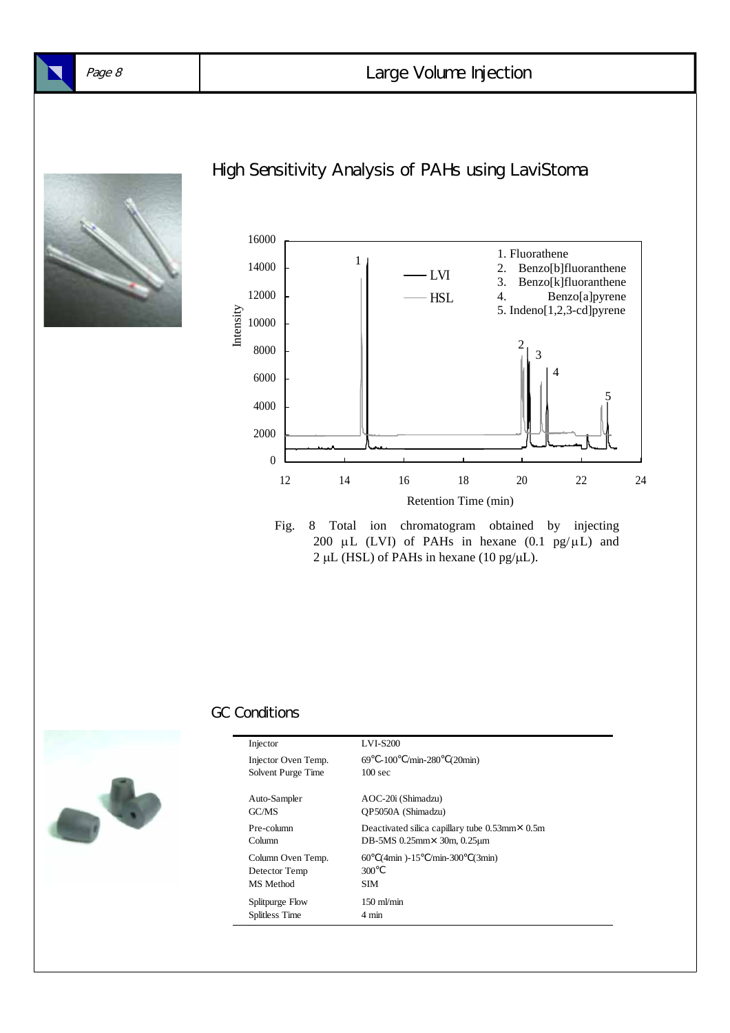## High Sensitivity Analysis of PAHs using LaviStoma

1. Fluorathene
2. Benzo[b]fluoranthene
3. Benzo[k]fluoranthene
4. Benzo[a]pyrene
5. Indeno[1,2,3-cd]pyrene

Fig. 8 Total ion chromatogram obtained by injecting 200 μL (LVI) of PAHs in hexane (0.1 pg/μL) and 2 μL (HSL) of PAHs in hexane (10 pg/μL).

## GC Conditions

| | |
|---|---|
| Injector | LVI-S200 |
| Injector Oven Temp. | 69℃-100℃/min-280℃(20min) |
| Solvent Purge Time | 100 sec |
| Auto-Sampler | AOC-20i (Shimadzu) |
| GC/MS | QP5050A (Shimadzu) |
| Pre-column | Deactivated silica capillary tube 0.53mm× 0.5m |
| Column | DB-5MS 0.25mm× 30m, 0.25μm |
| Column Oven Temp. | 60℃(4min )-15℃/min-300℃(3min) |
| Detector Temp | 300℃ |
| MS Method | SIM |
| Splitpurge Flow | 150 ml/min |
| Splitless Time | 4 min |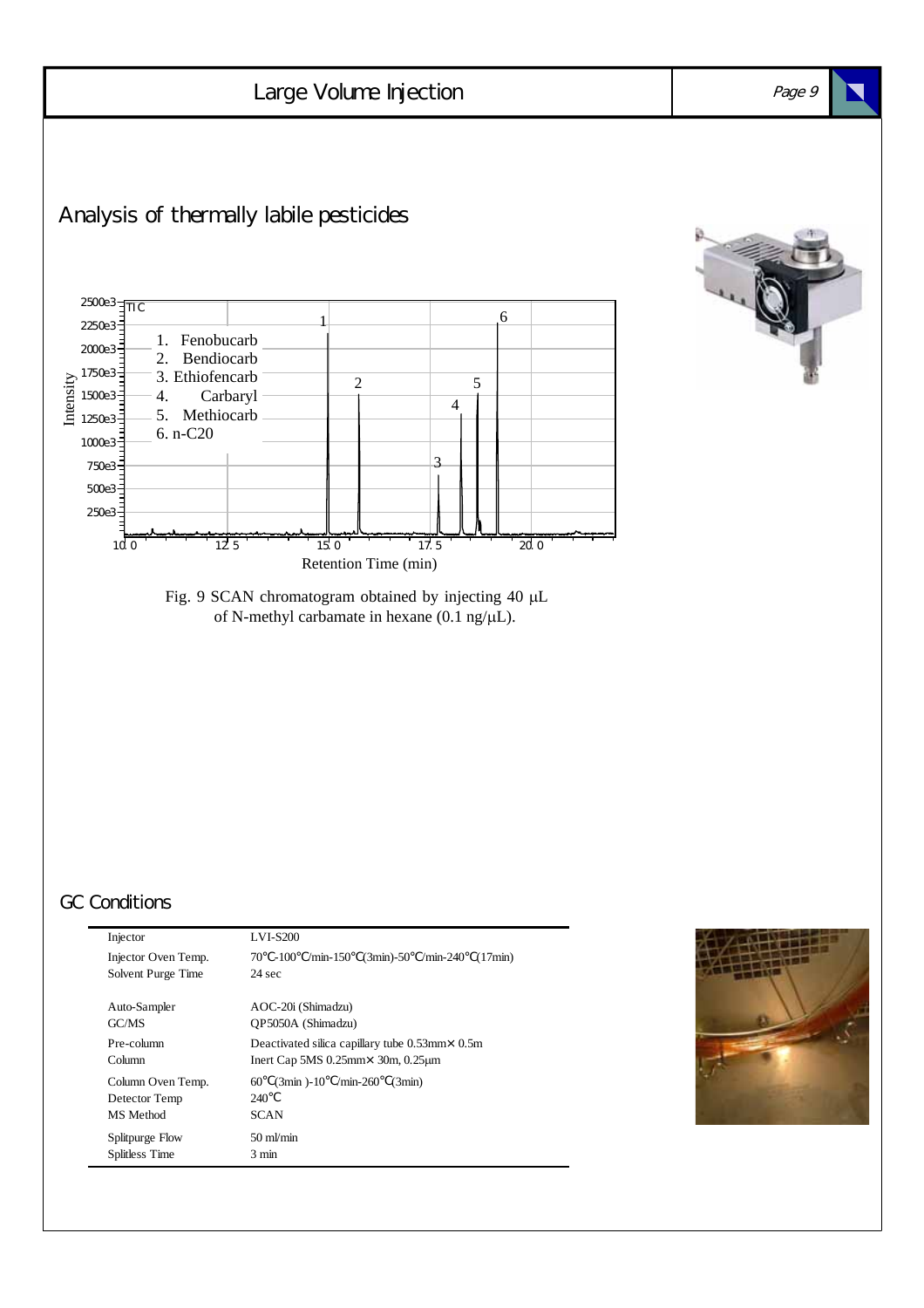# Large Volume Injection

## Analysis of thermally labile pesticides

1. Fenobucarb
2. Bendiocarb
3. Ethiofencarb
4. Carbaryl
5. Methiocarb
6. n-C20

Fig. 9 SCAN chromatogram obtained by injecting 40 μL of N-methyl carbamate in hexane (0.1 ng/μL).

## GC Conditions

| | |
|---|---|
| Injector | LVI-S200 |
| Injector Oven Temp. | 70°C-100°C/min-150°C(3min)-50°C/min-240°C(17min) |
| Solvent Purge Time | 24 sec |
| Auto-Sampler | AOC-20i (Shimadzu) |
| GC/MS | QP5050A (Shimadzu) |
| Pre-column | Deactivated silica capillary tube 0.53mm× 0.5m |
| Column | Inert Cap 5MS 0.25mm× 30m, 0.25μm |
| Column Oven Temp. | 60°C(3min )-10°C/min-260°C(3min) |
| Detector Temp | 240°C |
| MS Method | SCAN |
| Splitpurge Flow | 50 ml/min |
| Splitless Time | 3 min |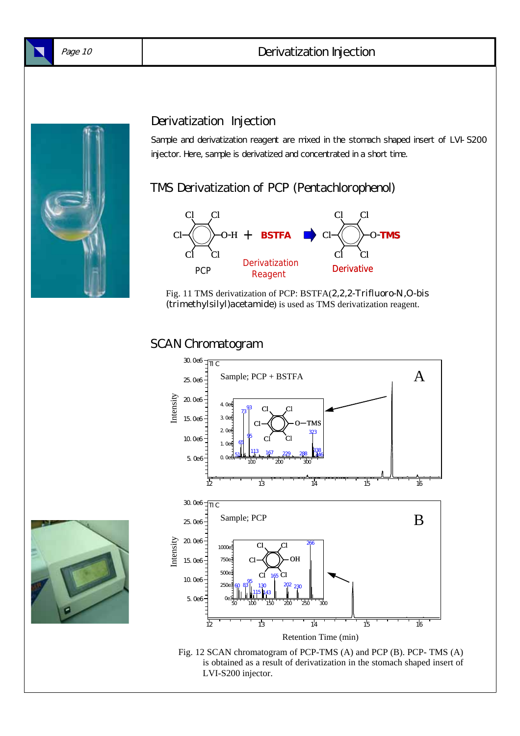## Derivatization Injection

Sample and derivatization reagent are mixed in the stomach shaped insert of LVI-S200 injector. Here, sample is derivatized and concentrated in a short time.

## TMS Derivatization of PCP (Pentachlorophenol)

PCP + BSTFA (Derivatization Reagent) → Derivative (O-TMS)

Fig. 11 TMS derivatization of PCP: BSTFA(2,2,2-Trifluoro-N,O-bis (trimethylsilyl)acetamide) is used as TMS derivatization reagent.

## SCAN Chromatogram

Fig. 12 SCAN chromatogram of PCP-TMS (A) and PCP (B). PCP- TMS (A) is obtained as a result of derivatization in the stomach shaped insert of LVI-S200 injector.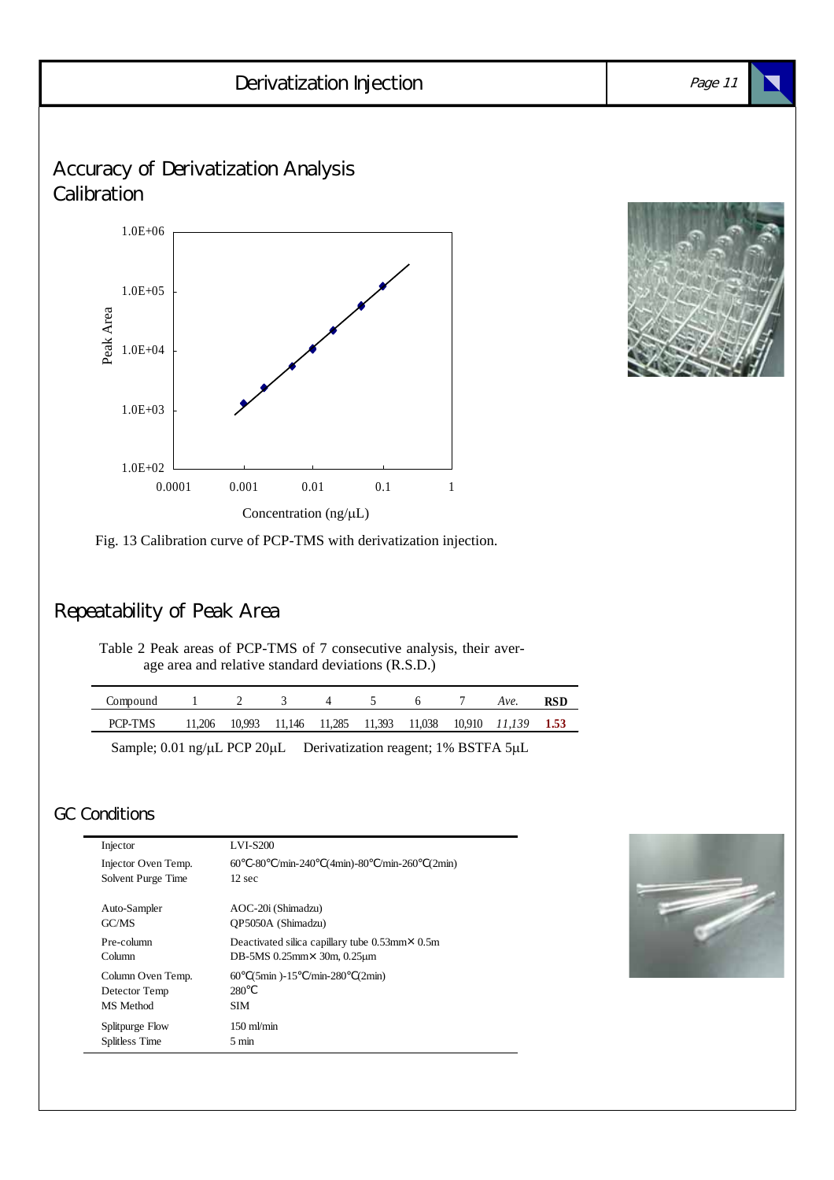## Derivatization Injection

### Accuracy of Derivatization Analysis
### Calibration

Fig. 13 Calibration curve of PCP-TMS with derivatization injection.

### Repeatability of Peak Area

Table 2 Peak areas of PCP-TMS of 7 consecutive analysis, their average area and relative standard deviations (R.S.D.)

| Compound | 1 | 2 | 3 | 4 | 5 | 6 | 7 | *Ave.* | **RSD** |
|---|---|---|---|---|---|---|---|---|---|
| PCP-TMS | 11,206 | 10,993 | 11,146 | 11,285 | 11,393 | 11,038 | 10,910 | *11,139* | **1.53** |

Sample; 0.01 ng/μL PCP 20μL Derivatization reagent; 1% BSTFA 5μL

### GC Conditions

| | |
|---|---|
| Injector | LVI-S200 |
| Injector Oven Temp. | 60℃-80℃/min-240℃(4min)-80℃/min-260℃(2min) |
| Solvent Purge Time | 12 sec |
| Auto-Sampler | AOC-20i (Shimadzu) |
| GC/MS | QP5050A (Shimadzu) |
| Pre-column | Deactivated silica capillary tube 0.53mm× 0.5m |
| Column | DB-5MS 0.25mm× 30m, 0.25μm |
| Column Oven Temp. | 60℃(5min )-15℃/min-280℃(2min) |
| Detector Temp | 280℃ |
| MS Method | SIM |
| Splitpurge Flow | 150 ml/min |
| Splitless Time | 5 min |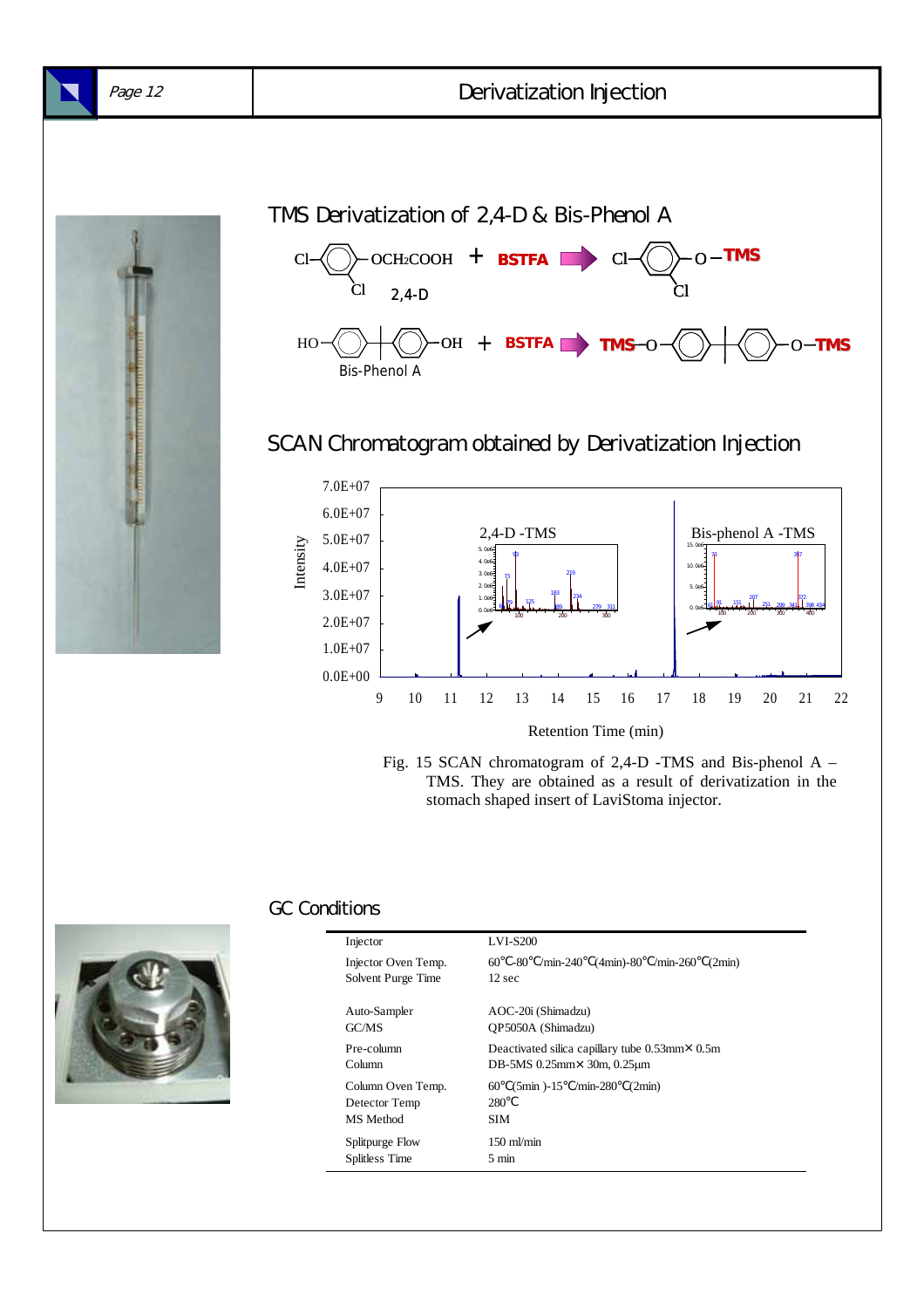# Derivatization Injection

## TMS Derivatization of 2,4-D & Bis-Phenol A

Cl–C₆H₃(Cl)–OCH₂COOH (2,4-D) + BSTFA → Cl–C₆H₃(Cl)–O–TMS

HO–C₆H₄–C–C₆H₄–OH (Bis-Phenol A) + BSTFA → TMS–O–C₆H₄–C–C₆H₄–O–TMS

## SCAN Chromatogram obtained by Derivatization Injection

Fig. 15 SCAN chromatogram of 2,4-D -TMS and Bis-phenol A – TMS. They are obtained as a result of derivatization in the stomach shaped insert of LaviStoma injector.

## GC Conditions

| | |
|---|---|
| Injector | LVI-S200 |
| Injector Oven Temp. | 60℃-80℃/min-240℃(4min)-80℃/min-260℃(2min) |
| Solvent Purge Time | 12 sec |
| Auto-Sampler | AOC-20i (Shimadzu) |
| GC/MS | QP5050A (Shimadzu) |
| Pre-column | Deactivated silica capillary tube 0.53mm× 0.5m |
| Column | DB-5MS 0.25mm× 30m, 0.25µm |
| Column Oven Temp. | 60℃(5min )-15℃/min-280℃(2min) |
| Detector Temp | 280℃ |
| MS Method | SIM |
| Splitpurge Flow | 150 ml/min |
| Splitless Time | 5 min |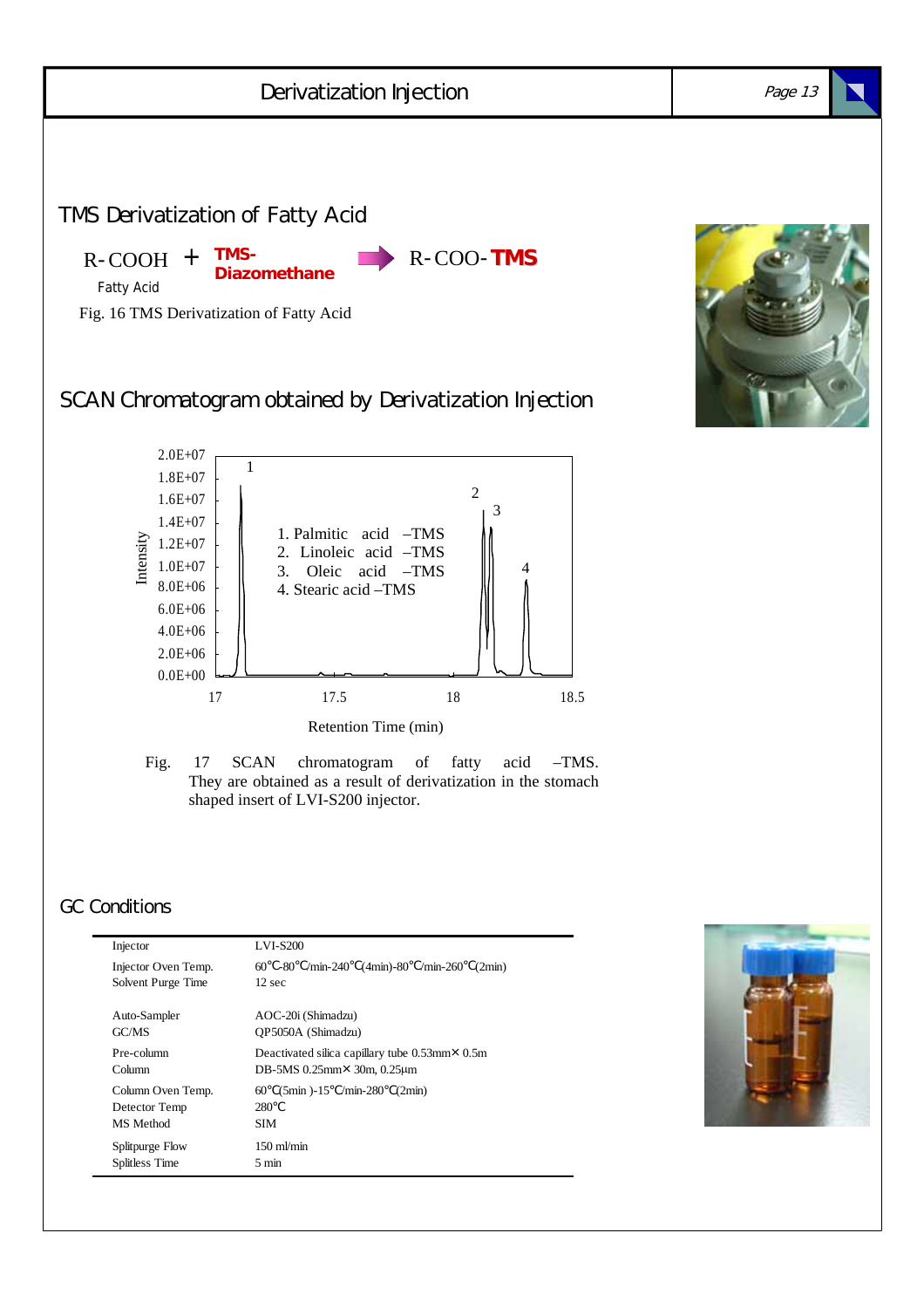# Derivatization Injection

## TMS Derivatization of Fatty Acid

R-COOH + **TMS-Diazomethane** → R-COO-**TMS**

Fatty Acid

Fig. 16 TMS Derivatization of Fatty Acid

## SCAN Chromatogram obtained by Derivatization Injection

1. Palmitic acid –TMS
2. Linoleic acid –TMS
3. Oleic acid –TMS
4. Stearic acid –TMS

Fig. 17 SCAN chromatogram of fatty acid –TMS. They are obtained as a result of derivatization in the stomach shaped insert of LVI-S200 injector.

## GC Conditions

| | |
|---|---|
| Injector | LVI-S200 |
| Injector Oven Temp. | 60℃-80℃/min-240℃(4min)-80℃/min-260℃(2min) |
| Solvent Purge Time | 12 sec |
| Auto-Sampler | AOC-20i (Shimadzu) |
| GC/MS | QP5050A (Shimadzu) |
| Pre-column | Deactivated silica capillary tube 0.53mm× 0.5m |
| Column | DB-5MS 0.25mm× 30m, 0.25µm |
| Column Oven Temp. | 60℃(5min )-15℃/min-280℃(2min) |
| Detector Temp | 280℃ |
| MS Method | SIM |
| Splitpurge Flow | 150 ml/min |
| Splitless Time | 5 min |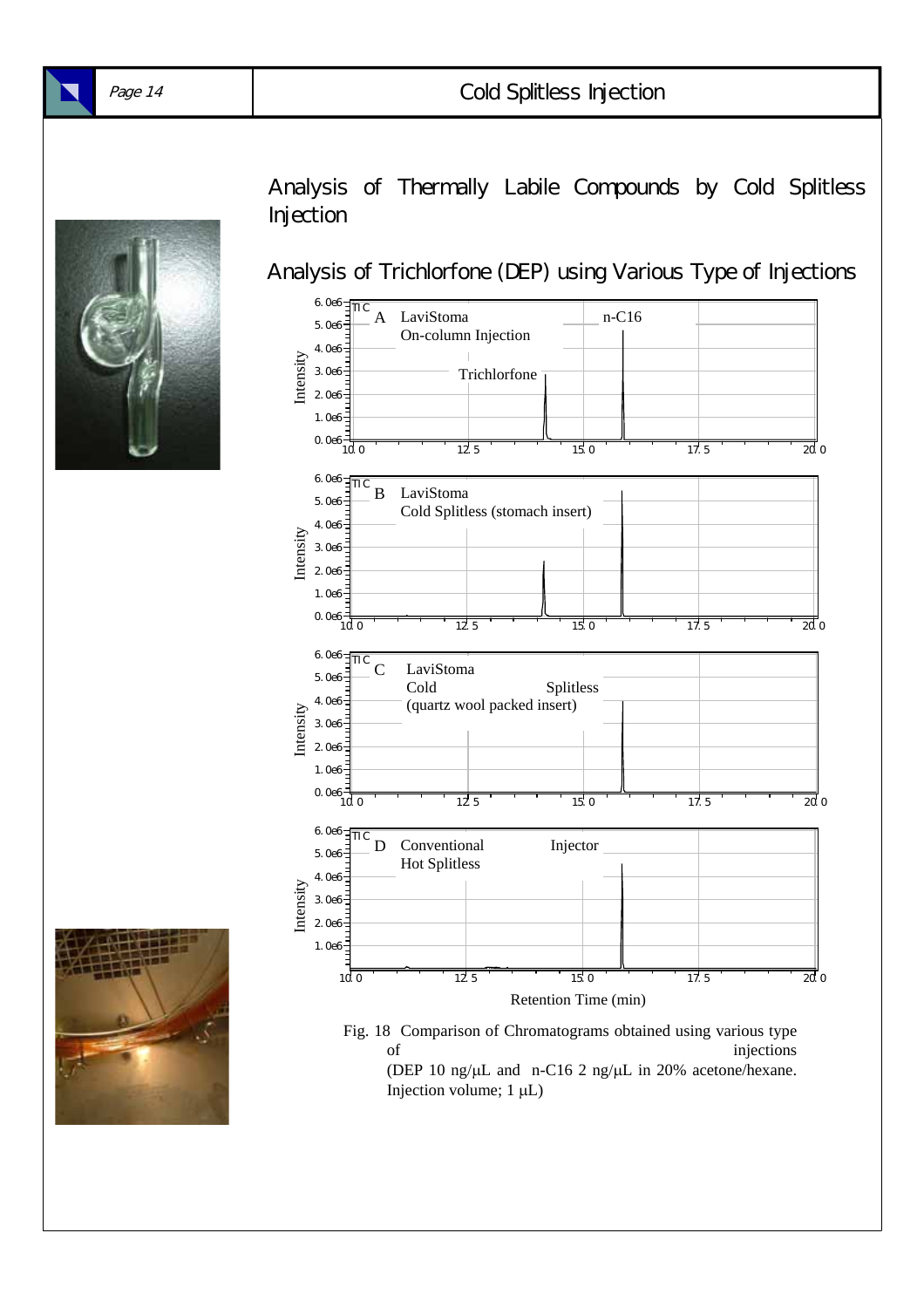## Analysis of Thermally Labile Compounds by Cold Splitless Injection

### Analysis of Trichlorfone (DEP) using Various Type of Injections

Fig. 18 Comparison of Chromatograms obtained using various type of injections
(DEP 10 ng/μL and n-C16 2 ng/μL in 20% acetone/hexane. Injection volume; 1 μL)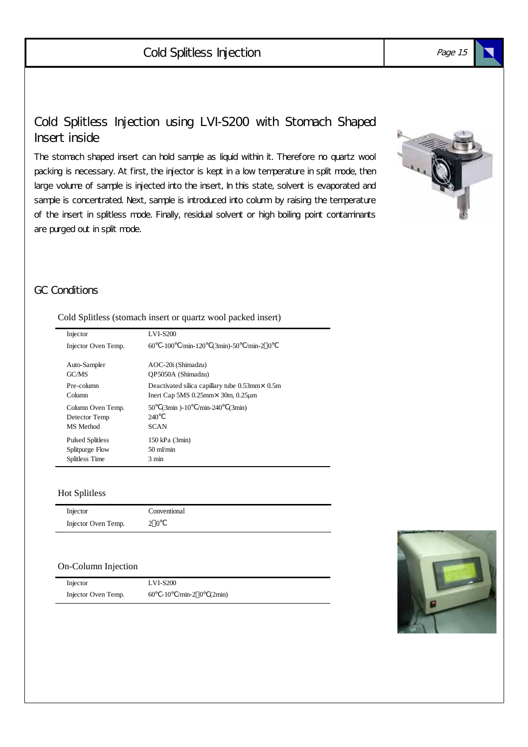# Cold Splitless Injection

## Cold Splitless Injection using LVI-S200 with Stomach Shaped Insert inside

The stomach shaped insert can hold sample as liquid within it. Therefore no quartz wool packing is necessary. At first, the injector is kept in a low temperature in split mode, then large volume of sample is injected into the insert, In this state, solvent is evaporated and sample is concentrated. Next, sample is introduced into column by raising the temperature of the insert in splitless mode. Finally, residual solvent or high boiling point contaminants are purged out in split mode.

## GC Conditions

Cold Splitless (stomach insert or quartz wool packed insert)

| | |
|---|---|
| Injector | LVI-S200 |
| Injector Oven Temp. | 60℃-100℃/min-120℃(3min)-50℃/min-2?0℃ |
| Auto-Sampler | AOC-20i (Shimadzu) |
| GC/MS | QP5050A (Shimadzu) |
| Pre-column | Deactivated silica capillary tube 0.53mm× 0.5m |
| Column | Inert Cap 5MS 0.25mm× 30m, 0.25µm |
| Column Oven Temp. | 50℃(3min )-10℃/min-240℃(3min) |
| Detector Temp | 240℃ |
| MS Method | SCAN |
| Pulsed Splitless | 150 kPa (3min) |
| Splitpurge Flow | 50 ml/min |
| Splitless Time | 3 min |

Hot Splitless

| | |
|---|---|
| Injector | Conventional |
| Injector Oven Temp. | 2?0℃ |

On-Column Injection

| | |
|---|---|
| Injector | LVI-S200 |
| Injector Oven Temp. | 60℃-10℃/min-2?0℃(2min) |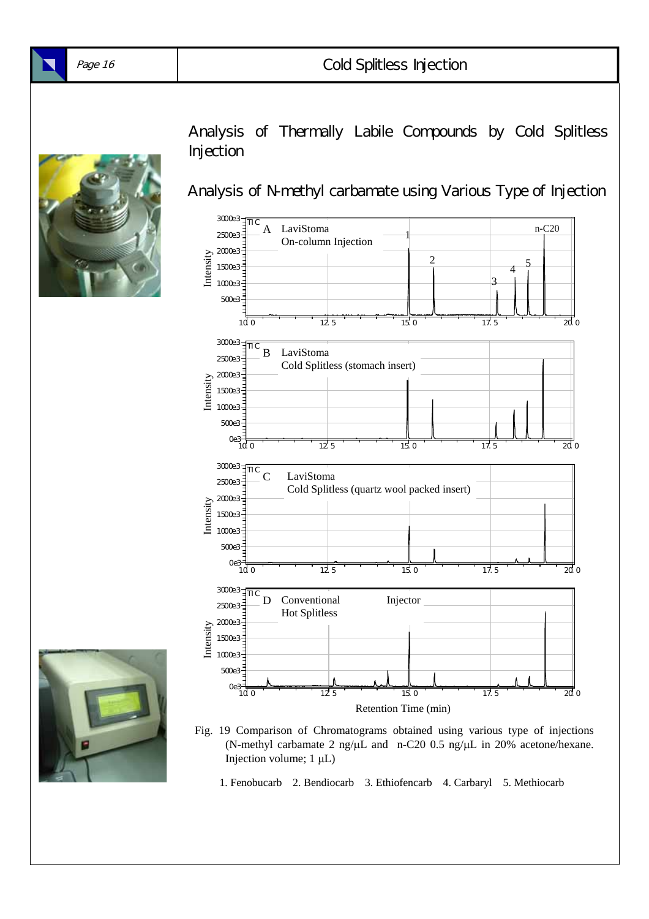## Analysis of Thermally Labile Compounds by Cold Splitless Injection

### Analysis of N-methyl carbamate using Various Type of Injection

Fig. 19 Comparison of Chromatograms obtained using various type of injections (N-methyl carbamate 2 ng/μL and n-C20 0.5 ng/μL in 20% acetone/hexane. Injection volume; 1 μL)

1. Fenobucarb 2. Bendiocarb 3. Ethiofencarb 4. Carbaryl 5. Methiocarb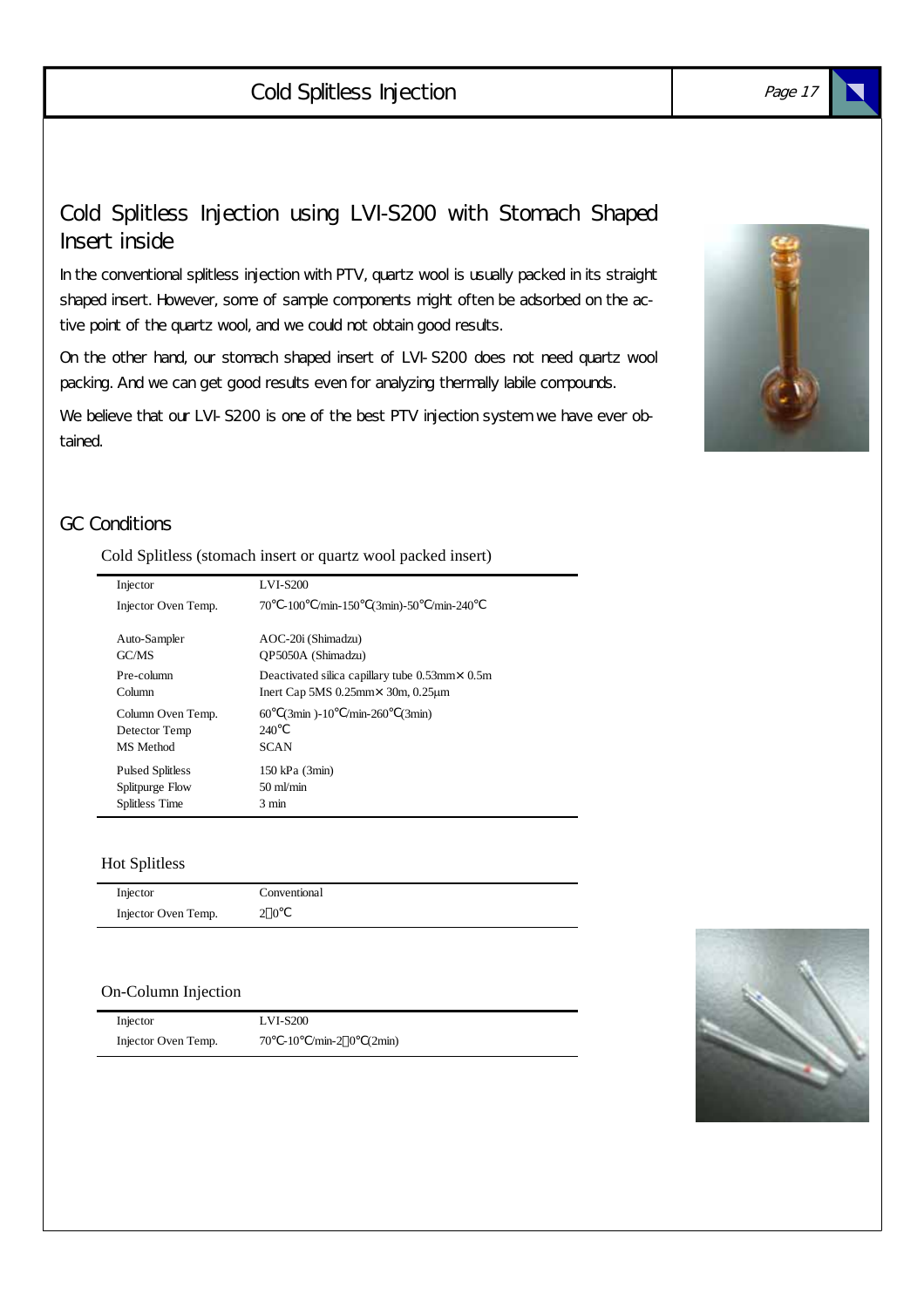## Cold Splitless Injection using LVI-S200 with Stomach Shaped Insert inside

In the conventional splitless injection with PTV, quartz wool is usually packed in its straight shaped insert. However, some of sample components might often be adsorbed on the active point of the quartz wool, and we could not obtain good results.

On the other hand, our stomach shaped insert of LVI-S200 does not need quartz wool packing. And we can get good results even for analyzing thermally labile compounds.

We believe that our LVI-S200 is one of the best PTV injection system we have ever obtained.

## GC Conditions

Cold Splitless (stomach insert or quartz wool packed insert)

| | |
|---|---|
| Injector | LVI-S200 |
| Injector Oven Temp. | 70℃-100℃/min-150℃(3min)-50℃/min-240℃ |
| Auto-Sampler | AOC-20i (Shimadzu) |
| GC/MS | QP5050A (Shimadzu) |
| Pre-column | Deactivated silica capillary tube 0.53mm× 0.5m |
| Column | Inert Cap 5MS 0.25mm× 30m, 0.25μm |
| Column Oven Temp. | 60℃(3min )-10℃/min-260℃(3min) |
| Detector Temp | 240℃ |
| MS Method | SCAN |
| Pulsed Splitless | 150 kPa (3min) |
| Splitpurge Flow | 50 ml/min |
| Splitless Time | 3 min |

Hot Splitless

| | |
|---|---|
| Injector | Conventional |
| Injector Oven Temp. | 2□0℃ |

On-Column Injection

| | |
|---|---|
| Injector | LVI-S200 |
| Injector Oven Temp. | 70℃-10℃/min-2□0℃(2min) |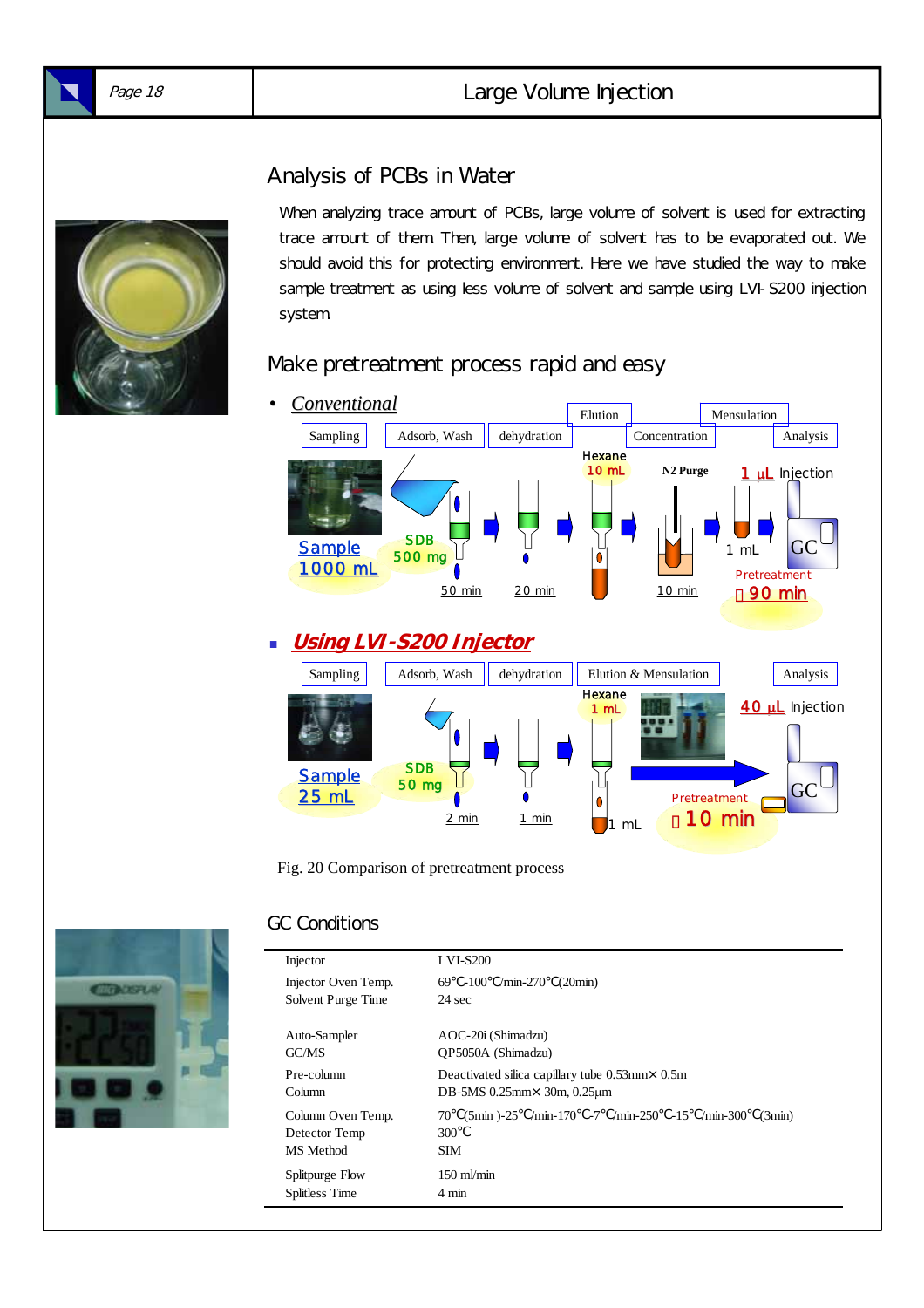## Analysis of PCBs in Water

When analyzing trace amount of PCBs, large volume of solvent is used for extracting trace amount of them. Then, large volume of solvent has to be evaporated out. We should avoid this for protecting environment. Here we have studied the way to make sample treatment as using less volume of solvent and sample using LVI-S200 injection system.

## Make pretreatment process rapid and easy

- *Conventional*

Sampling | Adsorb, Wash | dehydration | Elution | Concentration | Mensulation | Analysis

Sample 1000 mL — SDB 500 mg — 50 min — 20 min — Hexane 10 mL — N2 Purge 10 min — 1 mL — 1 μL Injection — GC

Pretreatment ： 90 min

- ***Using LVI-S200 Injector***

Sampling | Adsorb, Wash | dehydration | Elution & Mensulation | Analysis

Sample 25 mL — SDB 50 mg — 2 min — 1 min — Hexane 1 mL — 1 mL — 40 μL Injection — GC

Pretreatment ： 10 min

Fig. 20 Comparison of pretreatment process

## GC Conditions

| | |
|---|---|
| Injector | LVI-S200 |
| Injector Oven Temp. | 69℃-100℃/min-270℃(20min) |
| Solvent Purge Time | 24 sec |
| Auto-Sampler | AOC-20i (Shimadzu) |
| GC/MS | QP5050A (Shimadzu) |
| Pre-column | Deactivated silica capillary tube 0.53mm× 0.5m |
| Column | DB-5MS 0.25mm× 30m, 0.25μm |
| Column Oven Temp. | 70℃(5min )-25℃/min-170℃-7℃/min-250℃-15℃/min-300℃(3min) |
| Detector Temp | 300℃ |
| MS Method | SIM |
| Splitpurge Flow | 150 ml/min |
| Splitless Time | 4 min |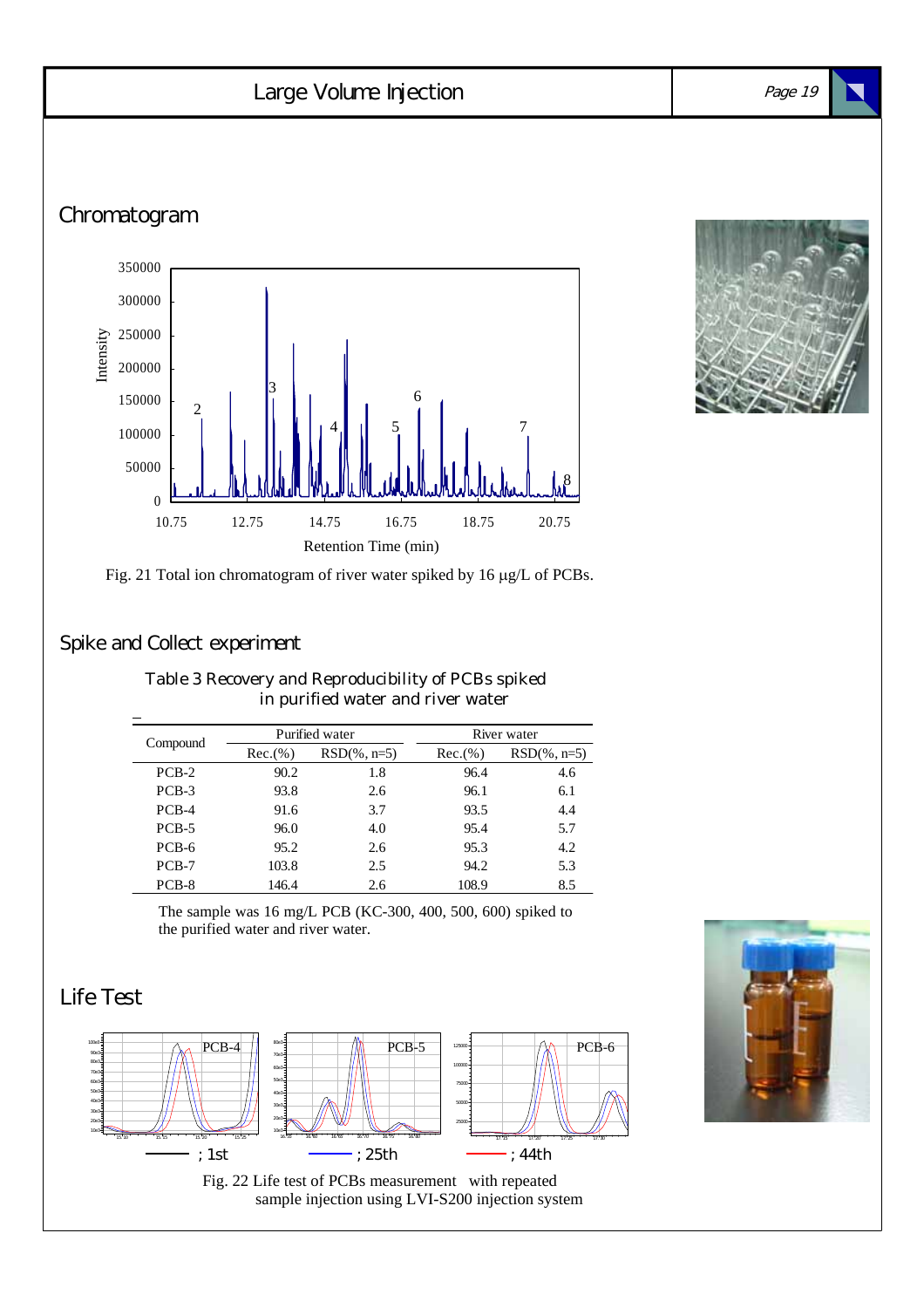# Large Volume Injection

## Chromatogram

Fig. 21 Total ion chromatogram of river water spiked by 16 μg/L of PCBs.

## Spike and Collect experiment

Table 3 Recovery and Reproducibility of PCBs spiked in purified water and river water

| Compound | Purified water | | River water | |
|---|---|---|---|---|
| | Rec.(%) | RSD(%, n=5) | Rec.(%) | RSD(%, n=5) |
| PCB-2 | 90.2 | 1.8 | 96.4 | 4.6 |
| PCB-3 | 93.8 | 2.6 | 96.1 | 6.1 |
| PCB-4 | 91.6 | 3.7 | 93.5 | 4.4 |
| PCB-5 | 96.0 | 4.0 | 95.4 | 5.7 |
| PCB-6 | 95.2 | 2.6 | 95.3 | 4.2 |
| PCB-7 | 103.8 | 2.5 | 94.2 | 5.3 |
| PCB-8 | 146.4 | 2.6 | 108.9 | 8.5 |

The sample was 16 mg/L PCB (KC-300, 400, 500, 600) spiked to the purified water and river water.

## Life Test

Fig. 22 Life test of PCBs measurement with repeated sample injection using LVI-S200 injection system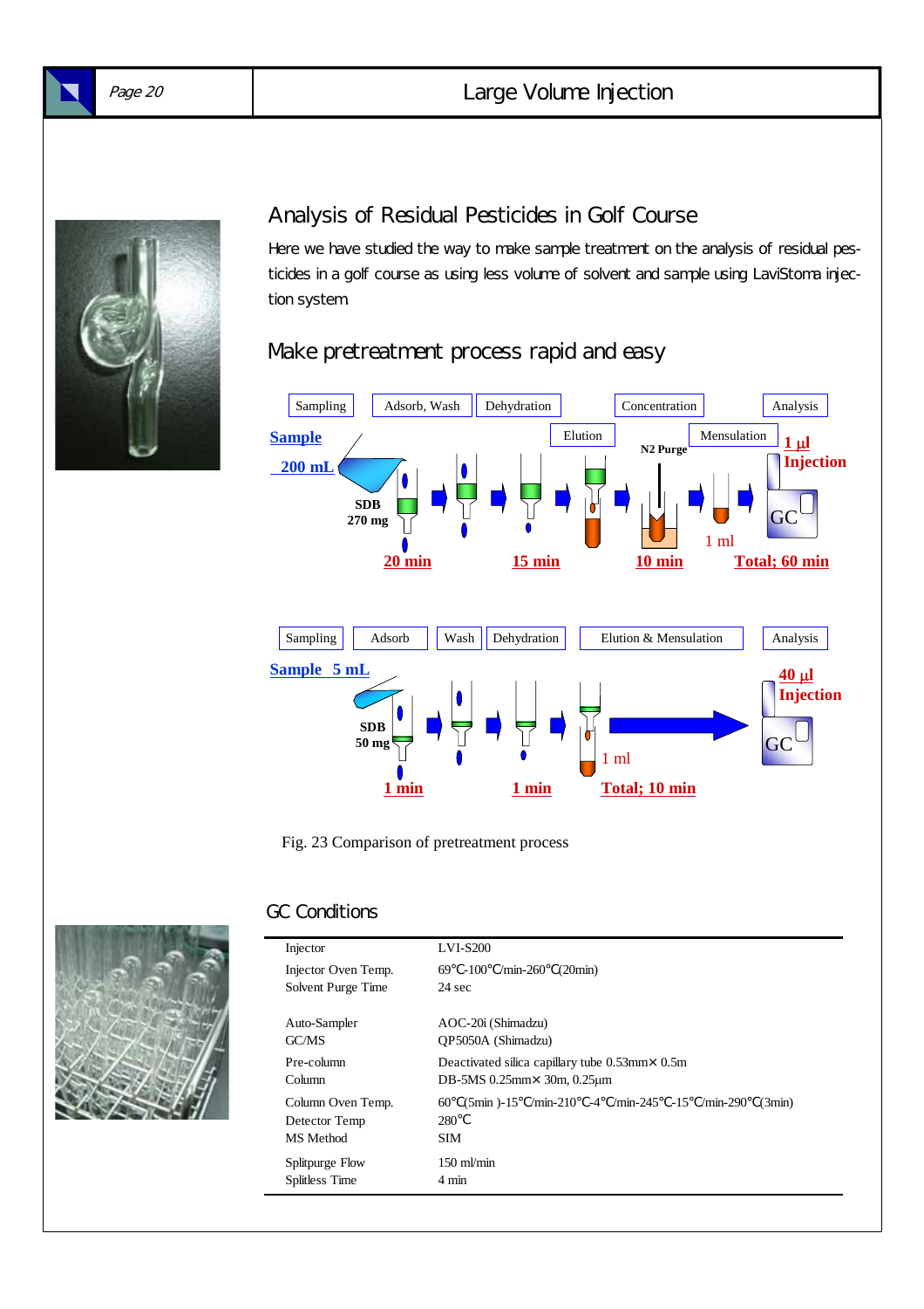## Analysis of Residual Pesticides in Golf Course

Here we have studied the way to make sample treatment on the analysis of residual pesticides in a golf course as using less volume of solvent and sample using LaviStoma injection system

## Make pretreatment process rapid and easy

Sampling | Adsorb, Wash | Dehydration | Elution | Concentration | Mensulation | Analysis

Sample 200 mL — SDB 270 mg — 20 min — 15 min — N2 Purge — 10 min — 1 ml — 1 µl Injection — GC — Total; 60 min

Sampling | Adsorb | Wash | Dehydration | Elution & Mensulation | Analysis

Sample 5 mL — SDB 50 mg — 1 min — 1 min — 1 ml — 40 µl Injection — GC — Total; 10 min

Fig. 23 Comparison of pretreatment process

## GC Conditions

| | |
|---|---|
| Injector | LVI-S200 |
| Injector Oven Temp. | 69℃-100℃/min-260℃(20min) |
| Solvent Purge Time | 24 sec |
| Auto-Sampler | AOC-20i (Shimadzu) |
| GC/MS | QP5050A (Shimadzu) |
| Pre-column | Deactivated silica capillary tube 0.53mm× 0.5m |
| Column | DB-5MS 0.25mm× 30m, 0.25µm |
| Column Oven Temp. | 60℃(5min )-15℃/min-210℃-4℃/min-245℃-15℃/min-290℃(3min) |
| Detector Temp | 280℃ |
| MS Method | SIM |
| Splitpurge Flow | 150 ml/min |
| Splitless Time | 4 min |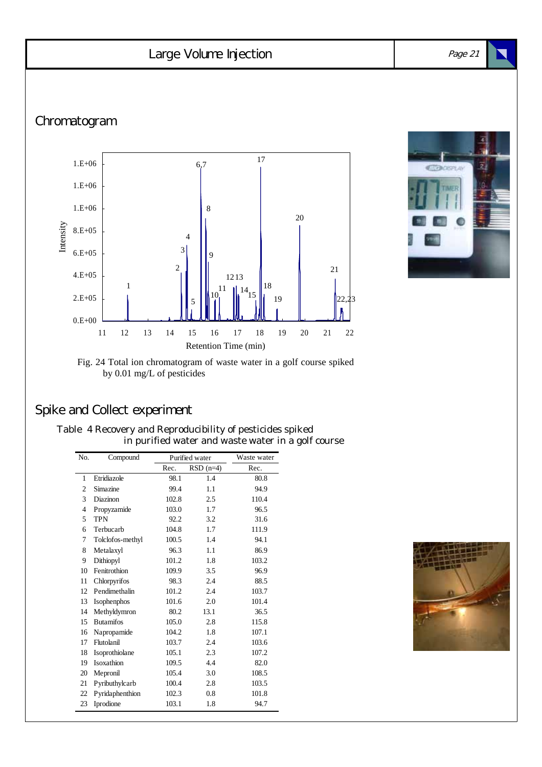## Chromatogram

Fig. 24 Total ion chromatogram of waste water in a golf course spiked by 0.01 mg/L of pesticides

## Spike and Collect experiment

Table 4 Recovery and Reproducibility of pesticides spiked in purified water and waste water in a golf course

| No. | Compound | Purified water | | Waste water |
|---|---|---|---|---|
| | | Rec. | RSD (n=4) | Rec. |
| 1 | Etridiazole | 98.1 | 1.4 | 80.8 |
| 2 | Simazine | 99.4 | 1.1 | 94.9 |
| 3 | Diazinon | 102.8 | 2.5 | 110.4 |
| 4 | Propyzamide | 103.0 | 1.7 | 96.5 |
| 5 | TPN | 92.2 | 3.2 | 31.6 |
| 6 | Terbucarb | 104.8 | 1.7 | 111.9 |
| 7 | Tolclofos-methyl | 100.5 | 1.4 | 94.1 |
| 8 | Metalaxyl | 96.3 | 1.1 | 86.9 |
| 9 | Dithiopyl | 101.2 | 1.8 | 103.2 |
| 10 | Fenitrothion | 109.9 | 3.5 | 96.9 |
| 11 | Chlorpyrifos | 98.3 | 2.4 | 88.5 |
| 12 | Pendimethalin | 101.2 | 2.4 | 103.7 |
| 13 | Isophenphos | 101.6 | 2.0 | 101.4 |
| 14 | Methyldymron | 80.2 | 13.1 | 36.5 |
| 15 | Butamifos | 105.0 | 2.8 | 115.8 |
| 16 | Napropamide | 104.2 | 1.8 | 107.1 |
| 17 | Flutolanil | 103.7 | 2.4 | 103.6 |
| 18 | Isoprothiolane | 105.1 | 2.3 | 107.2 |
| 19 | Isoxathion | 109.5 | 4.4 | 82.0 |
| 20 | Mepronil | 105.4 | 3.0 | 108.5 |
| 21 | Pyributhylcarb | 100.4 | 2.8 | 103.5 |
| 22 | Pyridaphenthion | 102.3 | 0.8 | 101.8 |
| 23 | Iprodione | 103.1 | 1.8 | 94.7 |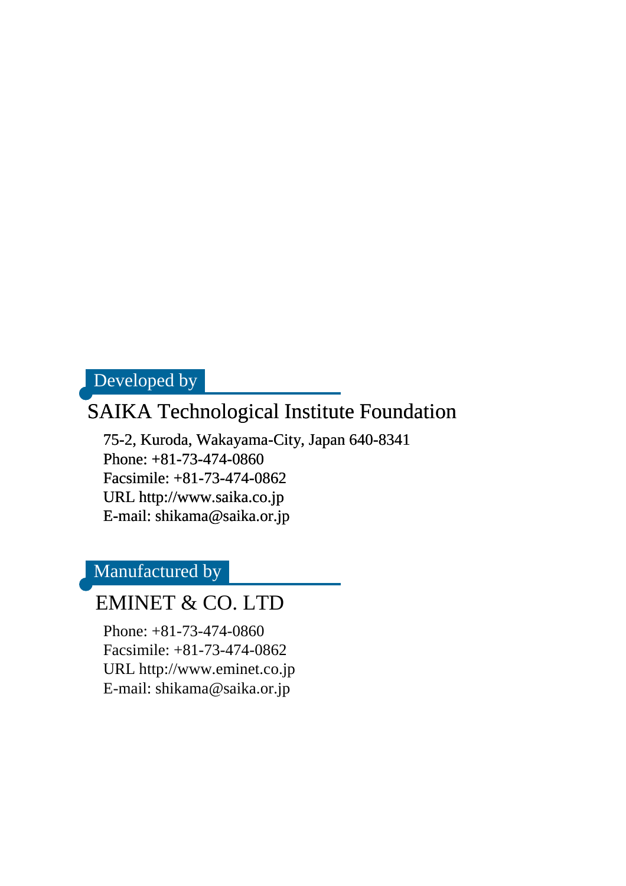## Developed by

### SAIKA Technological Institute Foundation

75-2, Kuroda, Wakayama-City, Japan 640-8341
Phone: +81-73-474-0860
Facsimile: +81-73-474-0862
URL http://www.saika.co.jp
E-mail: shikama@saika.or.jp

## Manufactured by

### EMINET & CO. LTD

Phone: +81-73-474-0860
Facsimile: +81-73-474-0862
URL http://www.eminet.co.jp
E-mail: shikama@saika.or.jp